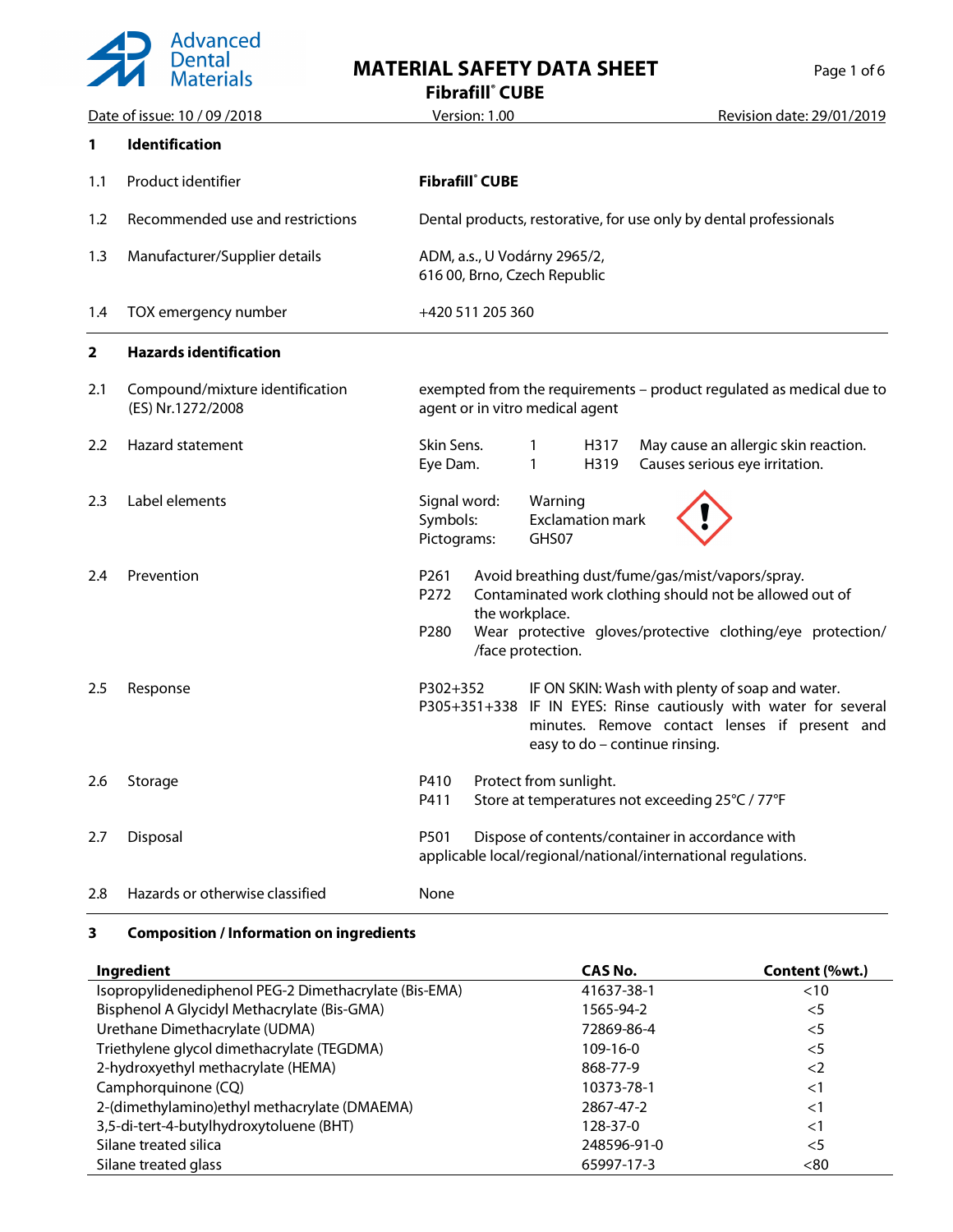# MATERIAL SAFETY DATA SHEET

## Fibrafill® CUBE

Date of issue: 10 / 09 /2018 | Version: 1.00 | Revision date: 29/01/2019

## 1 Identification

| | | |
|---|---|---|
| 1.1 | Product identifier | **Fibrafill® CUBE** |
| 1.2 | Recommended use and restrictions | Dental products, restorative, for use only by dental professionals |
| 1.3 | Manufacturer/Supplier details | ADM, a.s., U Vodárny 2965/2, 616 00, Brno, Czech Republic |
| 1.4 | TOX emergency number | +420 511 205 360 |

## 2 Hazards identification

| | | |
|---|---|---|
| 2.1 | Compound/mixture identification (ES) Nr.1272/2008 | exempted from the requirements – product regulated as medical due to agent or in vitro medical agent |
| 2.2 | Hazard statement | Skin Sens. 1 H317 May cause an allergic skin reaction.<br>Eye Dam. 1 H319 Causes serious eye irritation. |
| 2.3 | Label elements | Signal word: Warning<br>Symbols: Exclamation mark<br>Pictograms: GHS07 |
| 2.4 | Prevention | P261 Avoid breathing dust/fume/gas/mist/vapors/spray.<br>P272 Contaminated work clothing should not be allowed out of the workplace.<br>P280 Wear protective gloves/protective clothing/eye protection/ /face protection. |
| 2.5 | Response | P302+352 IF ON SKIN: Wash with plenty of soap and water.<br>P305+351+338 IF IN EYES: Rinse cautiously with water for several minutes. Remove contact lenses if present and easy to do – continue rinsing. |
| 2.6 | Storage | P410 Protect from sunlight.<br>P411 Store at temperatures not exceeding 25°C / 77°F |
| 2.7 | Disposal | P501 Dispose of contents/container in accordance with applicable local/regional/national/international regulations. |
| 2.8 | Hazards or otherwise classified | None |

## 3 Composition / Information on ingredients

| Ingredient | CAS No. | Content (%wt.) |
|---|---|---|
| Isopropylidenediphenol PEG-2 Dimethacrylate (Bis-EMA) | 41637-38-1 | <10 |
| Bisphenol A Glycidyl Methacrylate (Bis-GMA) | 1565-94-2 | <5 |
| Urethane Dimethacrylate (UDMA) | 72869-86-4 | <5 |
| Triethylene glycol dimethacrylate (TEGDMA) | 109-16-0 | <5 |
| 2-hydroxyethyl methacrylate (HEMA) | 868-77-9 | <2 |
| Camphorquinone (CQ) | 10373-78-1 | <1 |
| 2-(dimethylamino)ethyl methacrylate (DMAEMA) | 2867-47-2 | <1 |
| 3,5-di-tert-4-butylhydroxytoluene (BHT) | 128-37-0 | <1 |
| Silane treated silica | 248596-91-0 | <5 |
| Silane treated glass | 65997-17-3 | <80 |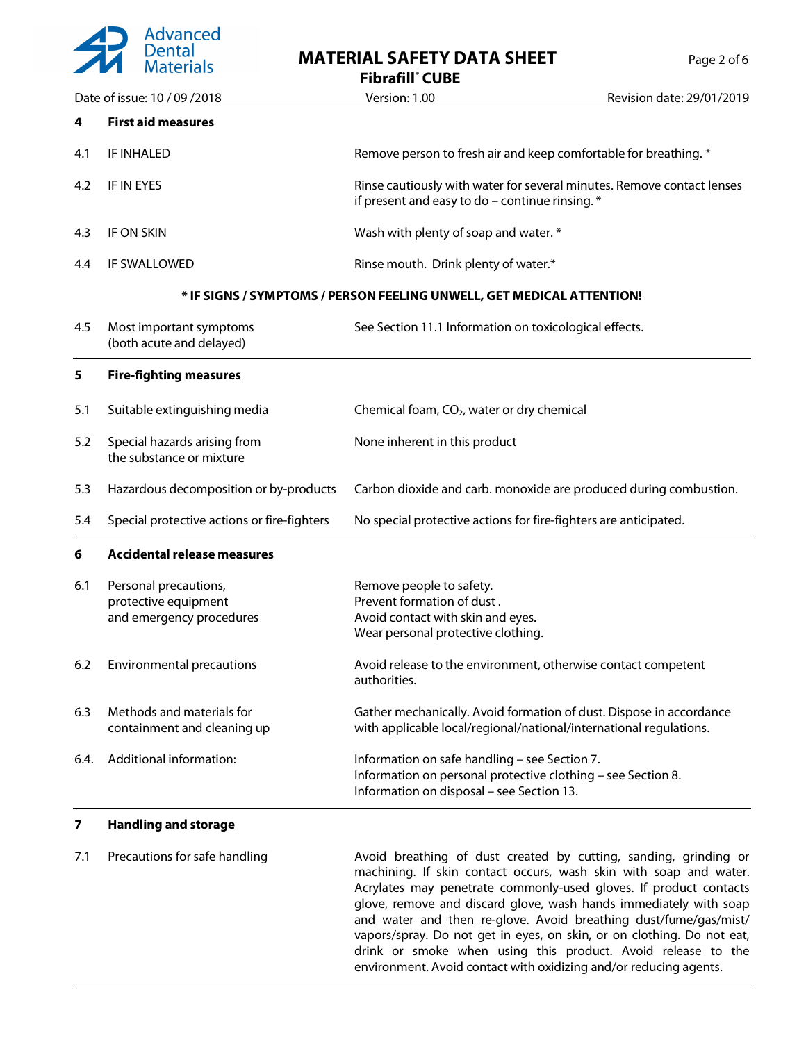## 4 First aid measures

| | | |
|---|---|---|
| 4.1 | IF INHALED | Remove person to fresh air and keep comfortable for breathing. * |
| 4.2 | IF IN EYES | Rinse cautiously with water for several minutes. Remove contact lenses if present and easy to do – continue rinsing. * |
| 4.3 | IF ON SKIN | Wash with plenty of soap and water. * |
| 4.4 | IF SWALLOWED | Rinse mouth. Drink plenty of water.* |

**\* IF SIGNS / SYMPTOMS / PERSON FEELING UNWELL, GET MEDICAL ATTENTION!**

| | | |
|---|---|---|
| 4.5 | Most important symptoms (both acute and delayed) | See Section 11.1 Information on toxicological effects. |

## 5 Fire-fighting measures

| | | |
|---|---|---|
| 5.1 | Suitable extinguishing media | Chemical foam, $CO_2$, water or dry chemical |
| 5.2 | Special hazards arising from the substance or mixture | None inherent in this product |
| 5.3 | Hazardous decomposition or by-products | Carbon dioxide and carb. monoxide are produced during combustion. |
| 5.4 | Special protective actions or fire-fighters | No special protective actions for fire-fighters are anticipated. |

## 6 Accidental release measures

| | | |
|---|---|---|
| 6.1 | Personal precautions, protective equipment and emergency procedures | Remove people to safety.<br>Prevent formation of dust .<br>Avoid contact with skin and eyes.<br>Wear personal protective clothing. |
| 6.2 | Environmental precautions | Avoid release to the environment, otherwise contact competent authorities. |
| 6.3 | Methods and materials for containment and cleaning up | Gather mechanically. Avoid formation of dust. Dispose in accordance with applicable local/regional/national/international regulations. |
| 6.4. | Additional information: | Information on safe handling – see Section 7.<br>Information on personal protective clothing – see Section 8.<br>Information on disposal – see Section 13. |

## 7 Handling and storage

| | | |
|---|---|---|
| 7.1 | Precautions for safe handling | Avoid breathing of dust created by cutting, sanding, grinding or machining. If skin contact occurs, wash skin with soap and water. Acrylates may penetrate commonly-used gloves. If product contacts glove, remove and discard glove, wash hands immediately with soap and water and then re-glove. Avoid breathing dust/fume/gas/mist/vapors/spray. Do not get in eyes, on skin, or on clothing. Do not eat, drink or smoke when using this product. Avoid release to the environment. Avoid contact with oxidizing and/or reducing agents. |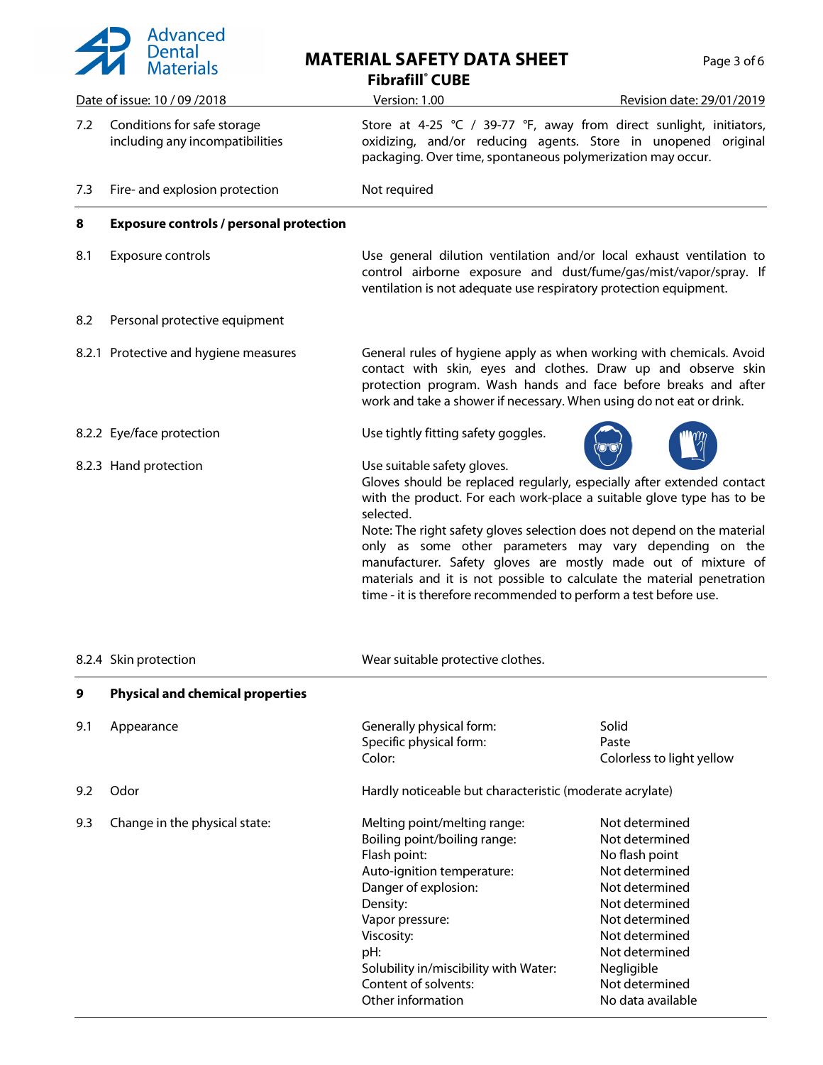| | | |
|---|---|---|
| 7.2 | Conditions for safe storage including any incompatibilities | Store at 4-25 °C / 39-77 °F, away from direct sunlight, initiators, oxidizing, and/or reducing agents. Store in unopened original packaging. Over time, spontaneous polymerization may occur. |
| 7.3 | Fire- and explosion protection | Not required |

## 8 Exposure controls / personal protection

| | | |
|---|---|---|
| 8.1 | Exposure controls | Use general dilution ventilation and/or local exhaust ventilation to control airborne exposure and dust/fume/gas/mist/vapor/spray. If ventilation is not adequate use respiratory protection equipment. |
| 8.2 | Personal protective equipment | |
| 8.2.1 | Protective and hygiene measures | General rules of hygiene apply as when working with chemicals. Avoid contact with skin, eyes and clothes. Draw up and observe skin protection program. Wash hands and face before breaks and after work and take a shower if necessary. When using do not eat or drink. |
| 8.2.2 | Eye/face protection | Use tightly fitting safety goggles. |
| 8.2.3 | Hand protection | Use suitable safety gloves. Gloves should be replaced regularly, especially after extended contact with the product. For each work-place a suitable glove type has to be selected. Note: The right safety gloves selection does not depend on the material only as some other parameters may vary depending on the manufacturer. Safety gloves are mostly made out of mixture of materials and it is not possible to calculate the material penetration time - it is therefore recommended to perform a test before use. |
| 8.2.4 | Skin protection | Wear suitable protective clothes. |

## 9 Physical and chemical properties

| | | | |
|---|---|---|---|
| 9.1 | Appearance | Generally physical form: | Solid |
| | | Specific physical form: | Paste |
| | | Color: | Colorless to light yellow |
| 9.2 | Odor | Hardly noticeable but characteristic (moderate acrylate) | |
| 9.3 | Change in the physical state: | Melting point/melting range: | Not determined |
| | | Boiling point/boiling range: | Not determined |
| | | Flash point: | No flash point |
| | | Auto-ignition temperature: | Not determined |
| | | Danger of explosion: | Not determined |
| | | Density: | Not determined |
| | | Vapor pressure: | Not determined |
| | | Viscosity: | Not determined |
| | | pH: | Not determined |
| | | Solubility in/miscibility with Water: | Negligible |
| | | Content of solvents: | Not determined |
| | | Other information | No data available |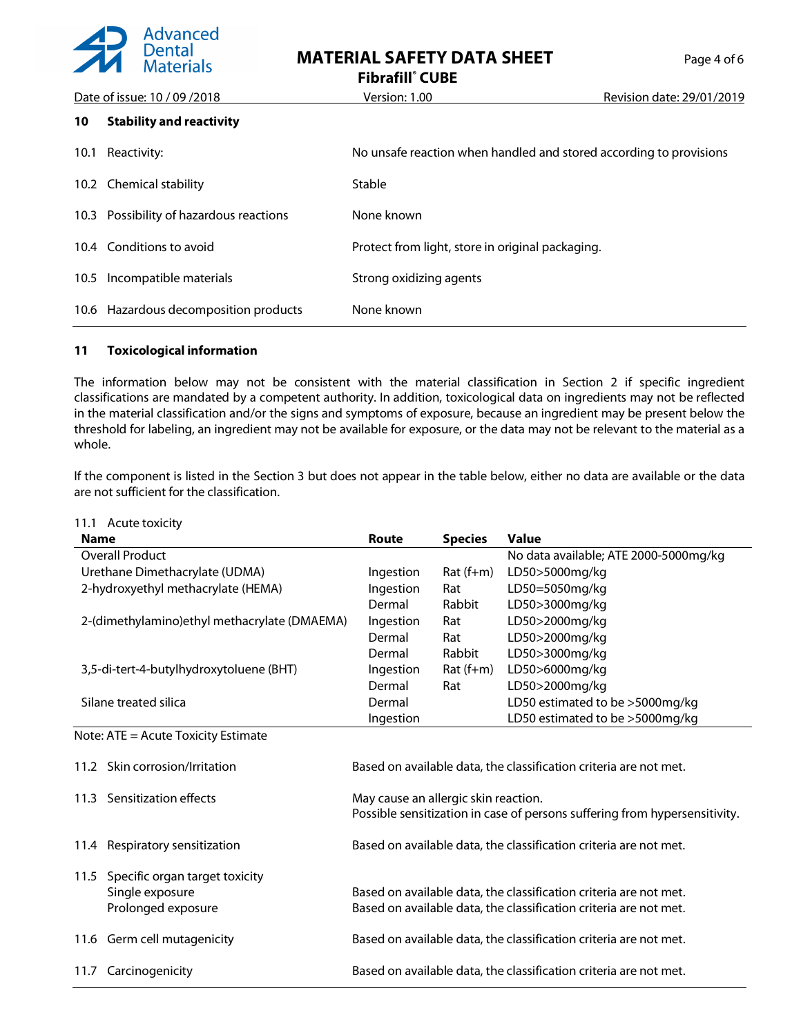## 10 Stability and reactivity

| | |
|---|---|
| 10.1 Reactivity: | No unsafe reaction when handled and stored according to provisions |
| 10.2 Chemical stability | Stable |
| 10.3 Possibility of hazardous reactions | None known |
| 10.4 Conditions to avoid | Protect from light, store in original packaging. |
| 10.5 Incompatible materials | Strong oxidizing agents |
| 10.6 Hazardous decomposition products | None known |

## 11 Toxicological information

The information below may not be consistent with the material classification in Section 2 if specific ingredient classifications are mandated by a competent authority. In addition, toxicological data on ingredients may not be reflected in the material classification and/or the signs and symptoms of exposure, because an ingredient may be present below the threshold for labeling, an ingredient may not be available for exposure, or the data may not be relevant to the material as a whole.

If the component is listed in the Section 3 but does not appear in the table below, either no data are available or the data are not sufficient for the classification.

11.1 Acute toxicity

| Name | Route | Species | Value |
|---|---|---|---|
| Overall Product | | | No data available; ATE 2000-5000mg/kg |
| Urethane Dimethacrylate (UDMA) | Ingestion | Rat (f+m) | LD50>5000mg/kg |
| 2-hydroxyethyl methacrylate (HEMA) | Ingestion | Rat | LD50=5050mg/kg |
| | Dermal | Rabbit | LD50>3000mg/kg |
| 2-(dimethylamino)ethyl methacrylate (DMAEMA) | Ingestion | Rat | LD50>2000mg/kg |
| | Dermal | Rat | LD50>2000mg/kg |
| | Dermal | Rabbit | LD50>3000mg/kg |
| 3,5-di-tert-4-butylhydroxytoluene (BHT) | Ingestion | Rat (f+m) | LD50>6000mg/kg |
| | Dermal | Rat | LD50>2000mg/kg |
| Silane treated silica | Dermal | | LD50 estimated to be >5000mg/kg |
| | Ingestion | | LD50 estimated to be >5000mg/kg |

Note: ATE = Acute Toxicity Estimate

| | |
|---|---|
| 11.2 Skin corrosion/Irritation | Based on available data, the classification criteria are not met. |
| 11.3 Sensitization effects | May cause an allergic skin reaction.<br>Possible sensitization in case of persons suffering from hypersensitivity. |
| 11.4 Respiratory sensitization | Based on available data, the classification criteria are not met. |
| 11.5 Specific organ target toxicity | |
| Single exposure | Based on available data, the classification criteria are not met. |
| Prolonged exposure | Based on available data, the classification criteria are not met. |
| 11.6 Germ cell mutagenicity | Based on available data, the classification criteria are not met. |
| 11.7 Carcinogenicity | Based on available data, the classification criteria are not met. |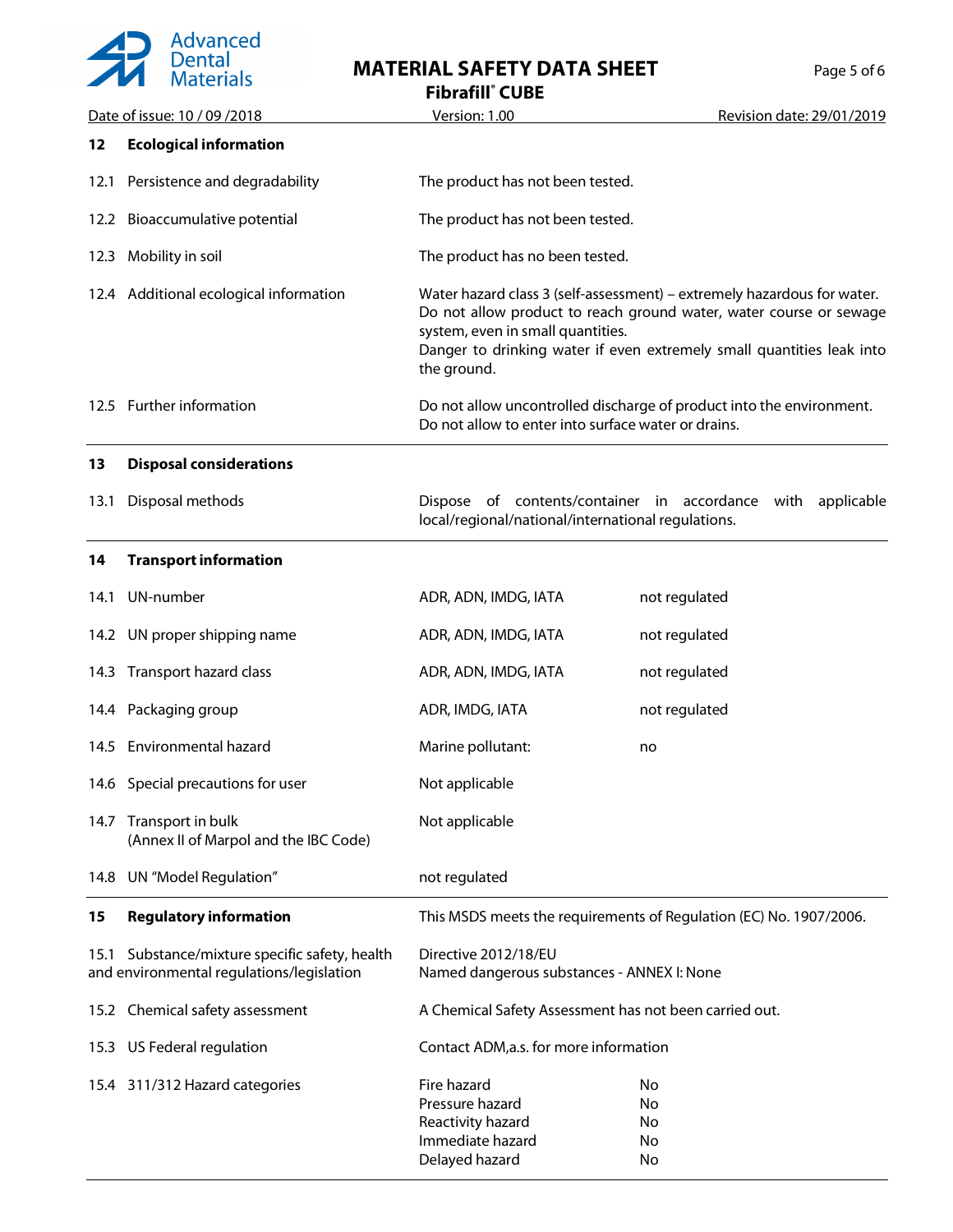## 12 Ecological information

| | |
|---|---|
| 12.1 Persistence and degradability | The product has not been tested. |
| 12.2 Bioaccumulative potential | The product has not been tested. |
| 12.3 Mobility in soil | The product has no been tested. |
| 12.4 Additional ecological information | Water hazard class 3 (self-assessment) – extremely hazardous for water. Do not allow product to reach ground water, water course or sewage system, even in small quantities.<br>Danger to drinking water if even extremely small quantities leak into the ground. |
| 12.5 Further information | Do not allow uncontrolled discharge of product into the environment. Do not allow to enter into surface water or drains. |

## 13 Disposal considerations

| | |
|---|---|
| 13.1 Disposal methods | Dispose of contents/container in accordance with applicable local/regional/national/international regulations. |

## 14 Transport information

| | | |
|---|---|---|
| 14.1 UN-number | ADR, ADN, IMDG, IATA | not regulated |
| 14.2 UN proper shipping name | ADR, ADN, IMDG, IATA | not regulated |
| 14.3 Transport hazard class | ADR, ADN, IMDG, IATA | not regulated |
| 14.4 Packaging group | ADR, IMDG, IATA | not regulated |
| 14.5 Environmental hazard | Marine pollutant: | no |
| 14.6 Special precautions for user | Not applicable | |
| 14.7 Transport in bulk (Annex II of Marpol and the IBC Code) | Not applicable | |
| 14.8 UN "Model Regulation" | not regulated | |

## 15 Regulatory information

This MSDS meets the requirements of Regulation (EC) No. 1907/2006.

| | | |
|---|---|---|
| 15.1 Substance/mixture specific safety, health and environmental regulations/legislation | Directive 2012/18/EU<br>Named dangerous substances - ANNEX I: None | |
| 15.2 Chemical safety assessment | A Chemical Safety Assessment has not been carried out. | |
| 15.3 US Federal regulation | Contact ADM,a.s. for more information | |
| 15.4 311/312 Hazard categories | Fire hazard | No |
| | Pressure hazard | No |
| | Reactivity hazard | No |
| | Immediate hazard | No |
| | Delayed hazard | No |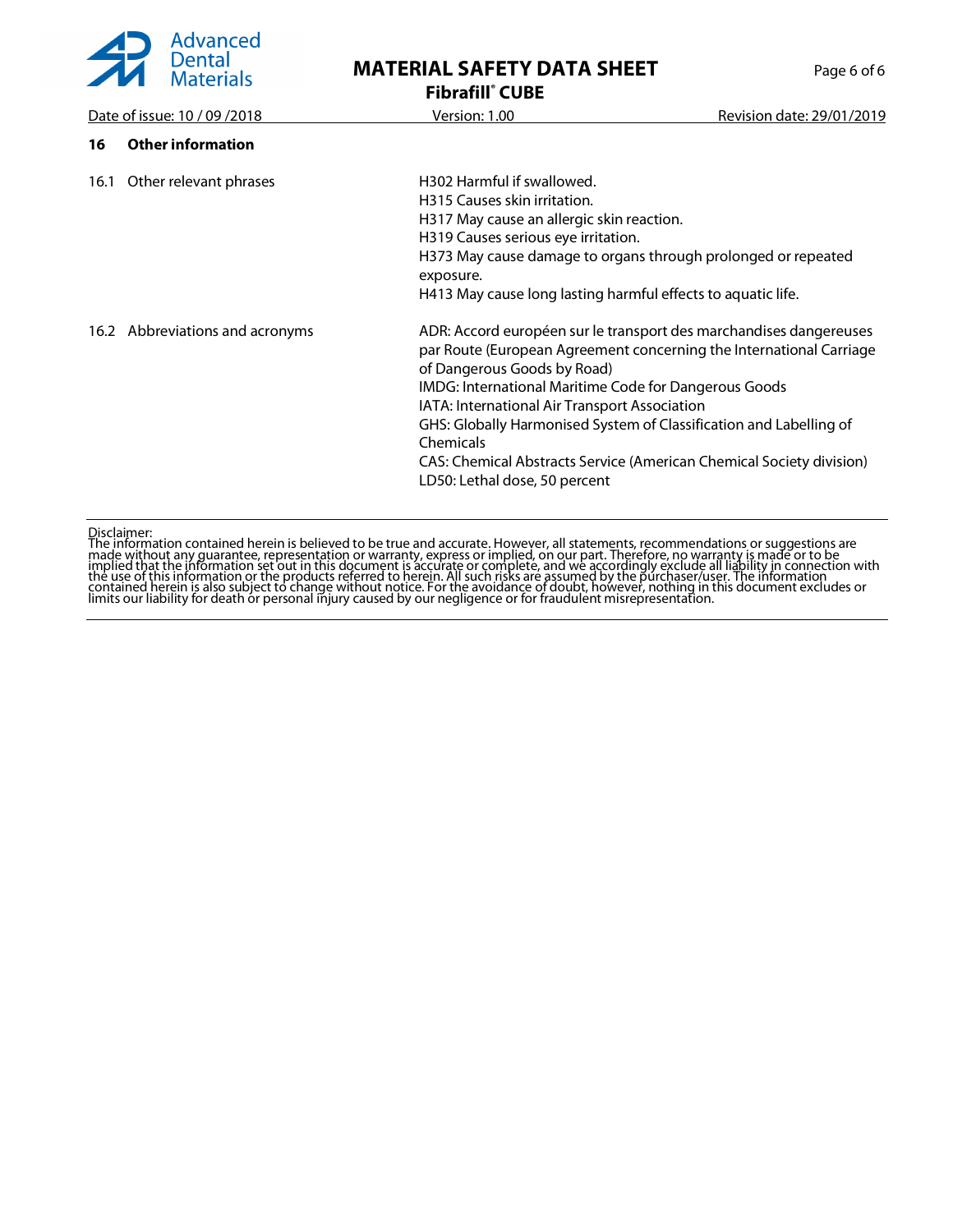## 16 Other information

| | |
|---|---|
| 16.1 Other relevant phrases | H302 Harmful if swallowed.<br>H315 Causes skin irritation.<br>H317 May cause an allergic skin reaction.<br>H319 Causes serious eye irritation.<br>H373 May cause damage to organs through prolonged or repeated exposure.<br>H413 May cause long lasting harmful effects to aquatic life. |
| 16.2 Abbreviations and acronyms | ADR: Accord européen sur le transport des marchandises dangereuses par Route (European Agreement concerning the International Carriage of Dangerous Goods by Road)<br>IMDG: International Maritime Code for Dangerous Goods<br>IATA: International Air Transport Association<br>GHS: Globally Harmonised System of Classification and Labelling of Chemicals<br>CAS: Chemical Abstracts Service (American Chemical Society division)<br>LD50: Lethal dose, 50 percent |

Disclaimer:
The information contained herein is believed to be true and accurate. However, all statements, recommendations or suggestions are made without any guarantee, representation or warranty, express or implied, on our part. Therefore, no warranty is made or to be implied that the information set out in this document is accurate or complete, and we accordingly exclude all liability in connection with the use of this information or the products referred to herein. All such risks are assumed by the purchaser/user. The information contained herein is also subject to change without notice. For the avoidance of doubt, however, nothing in this document excludes or limits our liability for death or personal injury caused by our negligence or for fraudulent misrepresentation.